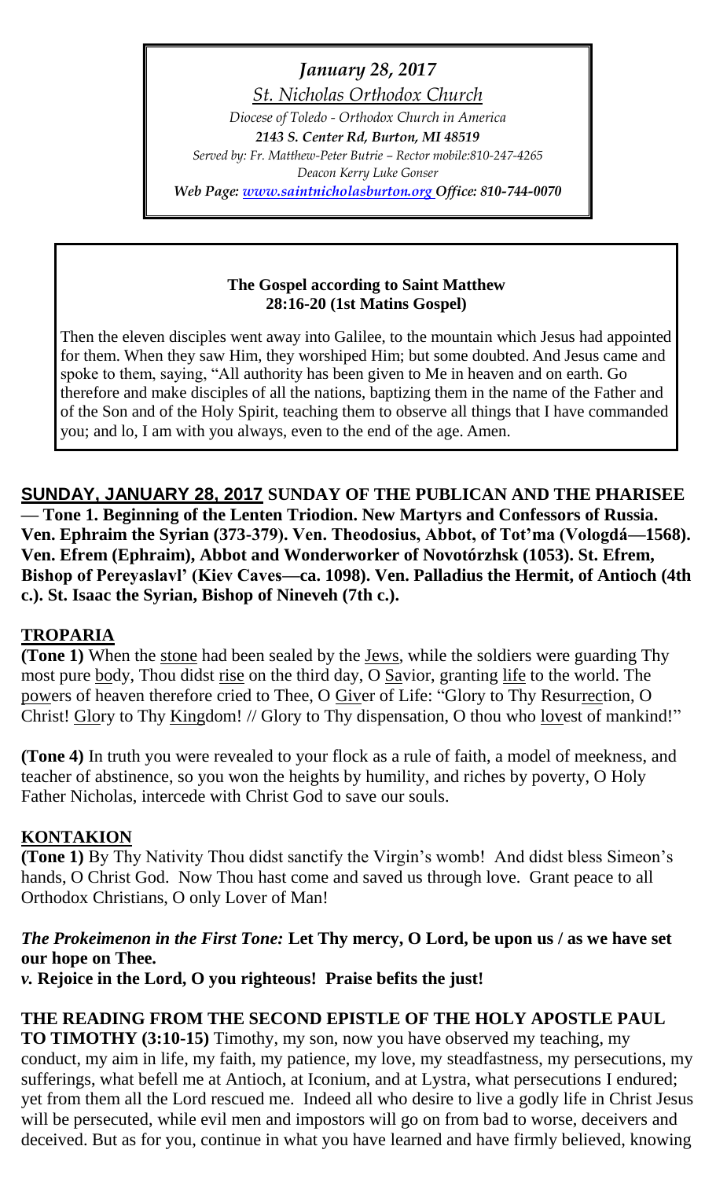*January 28, 2017*

*St. Nicholas Orthodox Church*

*Diocese of Toledo - Orthodox Church in America*

***2143 S. Center Rd, Burton, MI 48519***

*Served by: Fr. Matthew-Peter Butrie – Rector mobile:810-247-4265*

*Deacon Kerry Luke Gonser*

*Web Page: www.saintnicholasburton.org Office: 810-744-0070*

**The Gospel according to Saint Matthew**
**28:16-20 (1st Matins Gospel)**

Then the eleven disciples went away into Galilee, to the mountain which Jesus had appointed for them. When they saw Him, they worshiped Him; but some doubted. And Jesus came and spoke to them, saying, "All authority has been given to Me in heaven and on earth. Go therefore and make disciples of all the nations, baptizing them in the name of the Father and of the Son and of the Holy Spirit, teaching them to observe all things that I have commanded you; and lo, I am with you always, even to the end of the age. Amen.

**SUNDAY, JANUARY 28, 2017 SUNDAY OF THE PUBLICAN AND THE PHARISEE — Tone 1. Beginning of the Lenten Triodion. New Martyrs and Confessors of Russia. Ven. Ephraim the Syrian (373-379). Ven. Theodosius, Abbot, of Tot'ma (Vologdá—1568). Ven. Efrem (Ephraim), Abbot and Wonderworker of Novotórzhsk (1053). St. Efrem, Bishop of Pereyaslavl' (Kiev Caves—ca. 1098). Ven. Palladius the Hermit, of Antioch (4th c.). St. Isaac the Syrian, Bishop of Nineveh (7th c.).**

## TROPARIA

**(Tone 1)** When the stone had been sealed by the Jews, while the soldiers were guarding Thy most pure body, Thou didst rise on the third day, O Savior, granting life to the world. The powers of heaven therefore cried to Thee, O Giver of Life: "Glory to Thy Resurrection, O Christ! Glory to Thy Kingdom! // Glory to Thy dispensation, O thou who lovest of mankind!"

**(Tone 4)** In truth you were revealed to your flock as a rule of faith, a model of meekness, and teacher of abstinence, so you won the heights by humility, and riches by poverty, O Holy Father Nicholas, intercede with Christ God to save our souls.

## KONTAKION

**(Tone 1)** By Thy Nativity Thou didst sanctify the Virgin's womb! And didst bless Simeon's hands, O Christ God. Now Thou hast come and saved us through love. Grant peace to all Orthodox Christians, O only Lover of Man!

***The Prokeimenon in the First Tone:*** **Let Thy mercy, O Lord, be upon us / as we have set our hope on Thee.**

***v.*** **Rejoice in the Lord, O you righteous! Praise befits the just!**

**THE READING FROM THE SECOND EPISTLE OF THE HOLY APOSTLE PAUL TO TIMOTHY (3:10-15)** Timothy, my son, now you have observed my teaching, my conduct, my aim in life, my faith, my patience, my love, my steadfastness, my persecutions, my sufferings, what befell me at Antioch, at Iconium, and at Lystra, what persecutions I endured; yet from them all the Lord rescued me. Indeed all who desire to live a godly life in Christ Jesus will be persecuted, while evil men and impostors will go on from bad to worse, deceivers and deceived. But as for you, continue in what you have learned and have firmly believed, knowing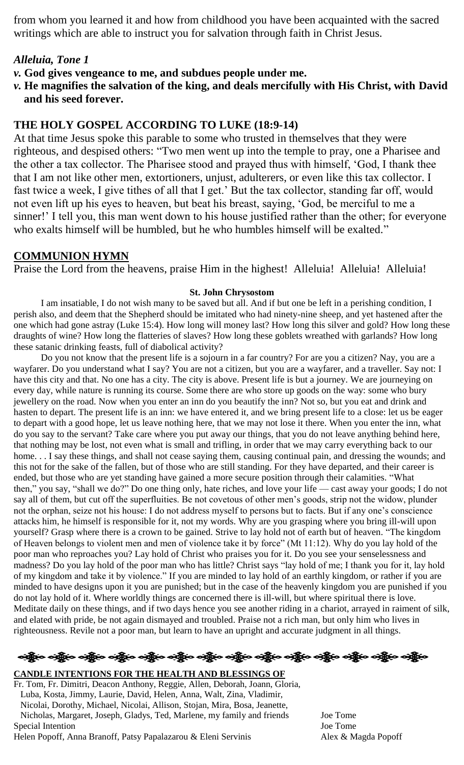from whom you learned it and how from childhood you have been acquainted with the sacred writings which are able to instruct you for salvation through faith in Christ Jesus.

***Alleluia, Tone 1***

***v.* God gives vengeance to me, and subdues people under me.**

***v.* He magnifies the salvation of the king, and deals mercifully with His Christ, with David and his seed forever.**

**THE HOLY GOSPEL ACCORDING TO LUKE (18:9-14)**

At that time Jesus spoke this parable to some who trusted in themselves that they were righteous, and despised others: "Two men went up into the temple to pray, one a Pharisee and the other a tax collector. The Pharisee stood and prayed thus with himself, 'God, I thank thee that I am not like other men, extortioners, unjust, adulterers, or even like this tax collector. I fast twice a week, I give tithes of all that I get.' But the tax collector, standing far off, would not even lift up his eyes to heaven, but beat his breast, saying, 'God, be merciful to me a sinner!' I tell you, this man went down to his house justified rather than the other; for everyone who exalts himself will be humbled, but he who humbles himself will be exalted."

**COMMUNION HYMN**

Praise the Lord from the heavens, praise Him in the highest! Alleluia! Alleluia! Alleluia!

**St. John Chrysostom**

I am insatiable, I do not wish many to be saved but all. And if but one be left in a perishing condition, I perish also, and deem that the Shepherd should be imitated who had ninety-nine sheep, and yet hastened after the one which had gone astray (Luke 15:4). How long will money last? How long this silver and gold? How long these draughts of wine? How long the flatteries of slaves? How long these goblets wreathed with garlands? How long these satanic drinking feasts, full of diabolical activity?

Do you not know that the present life is a sojourn in a far country? For are you a citizen? Nay, you are a wayfarer. Do you understand what I say? You are not a citizen, but you are a wayfarer, and a traveller. Say not: I have this city and that. No one has a city. The city is above. Present life is but a journey. We are journeying on every day, while nature is running its course. Some there are who store up goods on the way: some who bury jewellery on the road. Now when you enter an inn do you beautify the inn? Not so, but you eat and drink and hasten to depart. The present life is an inn: we have entered it, and we bring present life to a close: let us be eager to depart with a good hope, let us leave nothing here, that we may not lose it there. When you enter the inn, what do you say to the servant? Take care where you put away our things, that you do not leave anything behind here, that nothing may be lost, not even what is small and trifling, in order that we may carry everything back to our home. . . I say these things, and shall not cease saying them, causing continual pain, and dressing the wounds; and this not for the sake of the fallen, but of those who are still standing. For they have departed, and their career is ended, but those who are yet standing have gained a more secure position through their calamities. "What then," you say, "shall we do?" Do one thing only, hate riches, and love your life — cast away your goods; I do not say all of them, but cut off the superfluities. Be not covetous of other men's goods, strip not the widow, plunder not the orphan, seize not his house: I do not address myself to persons but to facts. But if any one's conscience attacks him, he himself is responsible for it, not my words. Why are you grasping where you bring ill-will upon yourself? Grasp where there is a crown to be gained. Strive to lay hold not of earth but of heaven. "The kingdom of Heaven belongs to violent men and men of violence take it by force" (Mt 11:12). Why do you lay hold of the poor man who reproaches you? Lay hold of Christ who praises you for it. Do you see your senselessness and madness? Do you lay hold of the poor man who has little? Christ says "lay hold of me; I thank you for it, lay hold of my kingdom and take it by violence." If you are minded to lay hold of an earthly kingdom, or rather if you are minded to have designs upon it you are punished; but in the case of the heavenly kingdom you are punished if you do not lay hold of it. Where worldly things are concerned there is ill-will, but where spiritual there is love. Meditate daily on these things, and if two days hence you see another riding in a chariot, arrayed in raiment of silk, and elated with pride, be not again dismayed and troubled. Praise not a rich man, but only him who lives in righteousness. Revile not a poor man, but learn to have an upright and accurate judgment in all things.

**CANDLE INTENTIONS FOR THE HEALTH AND BLESSINGS OF**

| | |
|---|---|
| Fr. Tom, Fr. Dimitri, Deacon Anthony, Reggie, Allen, Deborah, Joann, Gloria, Luba, Kosta, Jimmy, Laurie, David, Helen, Anna, Walt, Zina, Vladimir, Nicolai, Dorothy, Michael, Nicolai, Allison, Stojan, Mira, Bosa, Jeanette, Nicholas, Margaret, Joseph, Gladys, Ted, Marlene, my family and friends | Joe Tome |
| Special Intention | Joe Tome |
| Helen Popoff, Anna Branoff, Patsy Papalazarou & Eleni Servinis | Alex & Magda Popoff |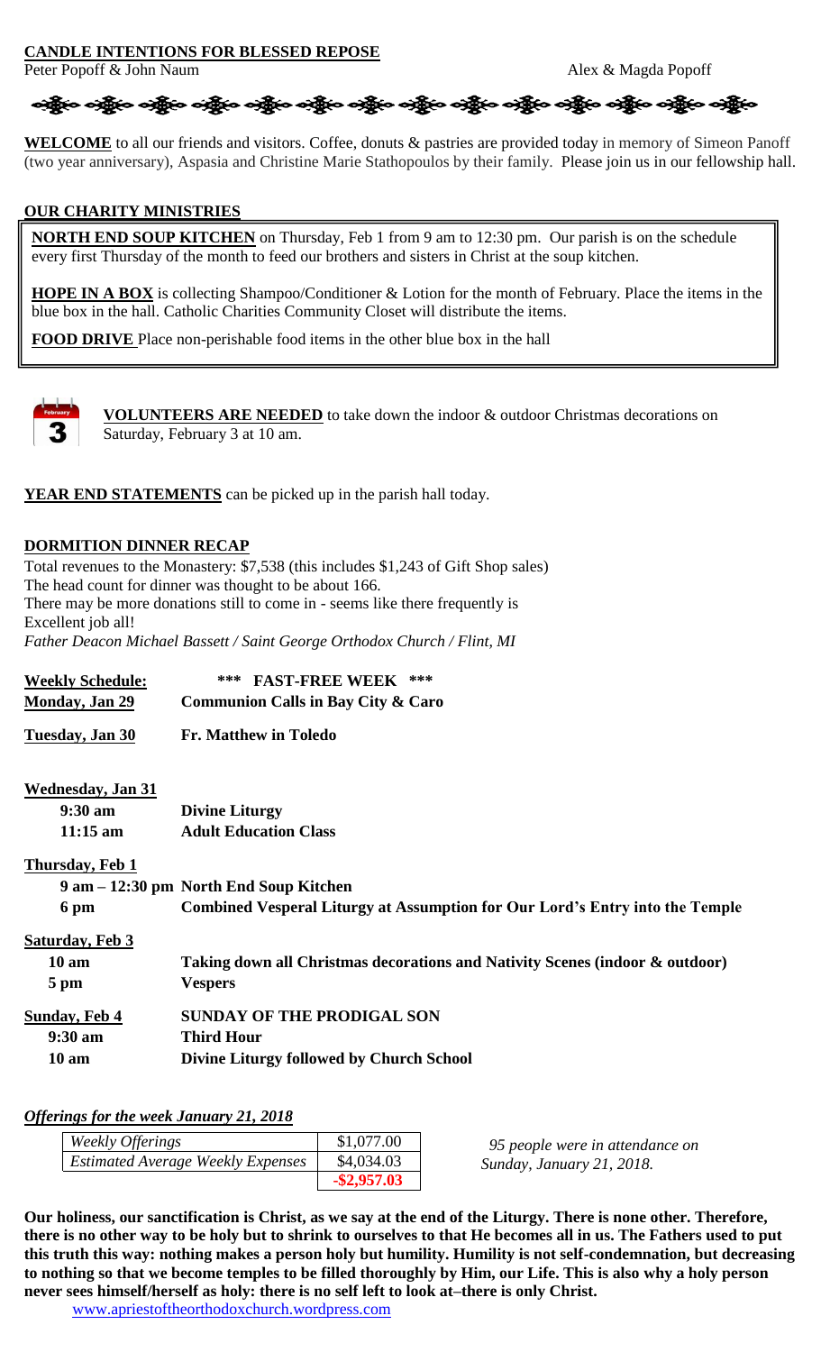**CANDLE INTENTIONS FOR BLESSED REPOSE**

Peter Popoff & John Naum Alex & Magda Popoff

**WELCOME** to all our friends and visitors. Coffee, donuts & pastries are provided today in memory of Simeon Panoff (two year anniversary), Aspasia and Christine Marie Stathopoulos by their family. Please join us in our fellowship hall.

**OUR CHARITY MINISTRIES**

**NORTH END SOUP KITCHEN** on Thursday, Feb 1 from 9 am to 12:30 pm. Our parish is on the schedule every first Thursday of the month to feed our brothers and sisters in Christ at the soup kitchen.

**HOPE IN A BOX** is collecting Shampoo/Conditioner & Lotion for the month of February. Place the items in the blue box in the hall. Catholic Charities Community Closet will distribute the items.

**FOOD DRIVE** Place non-perishable food items in the other blue box in the hall

**VOLUNTEERS ARE NEEDED** to take down the indoor & outdoor Christmas decorations on Saturday, February 3 at 10 am.

**YEAR END STATEMENTS** can be picked up in the parish hall today.

**DORMITION DINNER RECAP**

Total revenues to the Monastery: $7,538 (this includes $1,243 of Gift Shop sales)
The head count for dinner was thought to be about 166.
There may be more donations still to come in - seems like there frequently is
Excellent job all!
*Father Deacon Michael Bassett / Saint George Orthodox Church / Flint, MI*

| | |
|---|---|
| **Weekly Schedule:** | **\*\*\* FAST-FREE WEEK \*\*\*** |
| **Monday, Jan 29** | **Communion Calls in Bay City & Caro** |
| **Tuesday, Jan 30** | **Fr. Matthew in Toledo** |
| **Wednesday, Jan 31** | |
| **9:30 am** | **Divine Liturgy** |
| **11:15 am** | **Adult Education Class** |
| **Thursday, Feb 1** | |
| **9 am – 12:30 pm** | **North End Soup Kitchen** |
| **6 pm** | **Combined Vesperal Liturgy at Assumption for Our Lord's Entry into the Temple** |
| **Saturday, Feb 3** | |
| **10 am** | **Taking down all Christmas decorations and Nativity Scenes (indoor & outdoor)** |
| **5 pm** | **Vespers** |
| **Sunday, Feb 4** | **SUNDAY OF THE PRODIGAL SON** |
| **9:30 am** | **Third Hour** |
| **10 am** | **Divine Liturgy followed by Church School** |

***Offerings for the week January 21, 2018***

| | |
|---|---|
| *Weekly Offerings* | $1,077.00 |
| *Estimated Average Weekly Expenses* | $4,034.03 |
| | **-$2,957.03** |

*95 people were in attendance on Sunday, January 21, 2018.*

**Our holiness, our sanctification is Christ, as we say at the end of the Liturgy. There is none other. Therefore, there is no other way to be holy but to shrink to ourselves to that He becomes all in us. The Fathers used to put this truth this way: nothing makes a person holy but humility. Humility is not self-condemnation, but decreasing to nothing so that we become temples to be filled thoroughly by Him, our Life. This is also why a holy person never sees himself/herself as holy: there is no self left to look at–there is only Christ.**

www.apriestoftheorthodoxchurch.wordpress.com